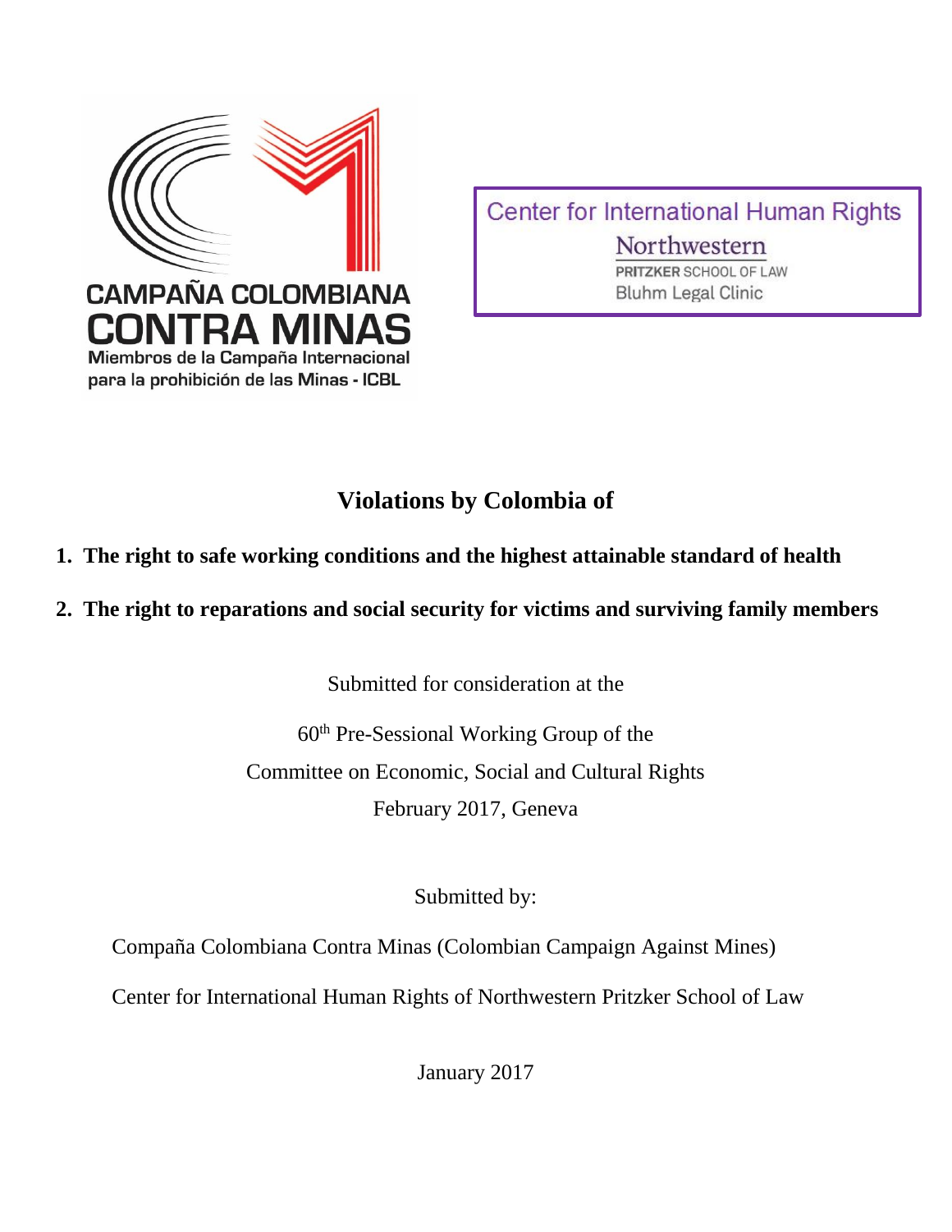CAMPAÑA COLOMBIANA CONTRA MINAS

Miembros de la Campaña Internacional para la prohibición de las Minas - ICBL

Center for International Human Rights

Northwestern PRITZKER SCHOOL OF LAW

Bluhm Legal Clinic

# Violations by Colombia of

1. **The right to safe working conditions and the highest attainable standard of health**
2. **The right to reparations and social security for victims and surviving family members**

Submitted for consideration at the

60th Pre-Sessional Working Group of the

Committee on Economic, Social and Cultural Rights

February 2017, Geneva

Submitted by:

Compaña Colombiana Contra Minas (Colombian Campaign Against Mines)

Center for International Human Rights of Northwestern Pritzker School of Law

January 2017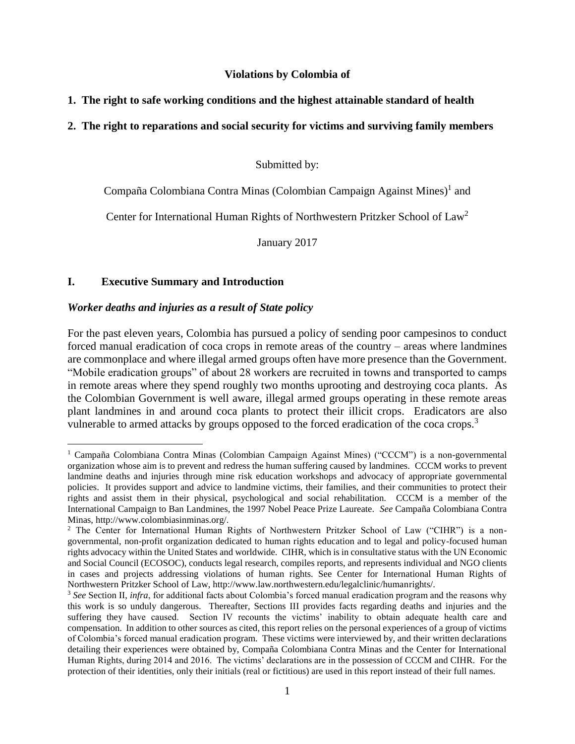**Violations by Colombia of**

**1. The right to safe working conditions and the highest attainable standard of health**

**2. The right to reparations and social security for victims and surviving family members**

Submitted by:

Compaña Colombiana Contra Minas (Colombian Campaign Against Mines)[1] and

Center for International Human Rights of Northwestern Pritzker School of Law[2]

January 2017

## I. Executive Summary and Introduction

### *Worker deaths and injuries as a result of State policy*

For the past eleven years, Colombia has pursued a policy of sending poor campesinos to conduct forced manual eradication of coca crops in remote areas of the country – areas where landmines are commonplace and where illegal armed groups often have more presence than the Government. "Mobile eradication groups" of about 28 workers are recruited in towns and transported to camps in remote areas where they spend roughly two months uprooting and destroying coca plants. As the Colombian Government is well aware, illegal armed groups operating in these remote areas plant landmines in and around coca plants to protect their illicit crops. Eradicators are also vulnerable to armed attacks by groups opposed to the forced eradication of the coca crops.[3]

---

[1] Campaña Colombiana Contra Minas (Colombian Campaign Against Mines) ("CCCM") is a non-governmental organization whose aim is to prevent and redress the human suffering caused by landmines. CCCM works to prevent landmine deaths and injuries through mine risk education workshops and advocacy of appropriate governmental policies. It provides support and advice to landmine victims, their families, and their communities to protect their rights and assist them in their physical, psychological and social rehabilitation. CCCM is a member of the International Campaign to Ban Landmines, the 1997 Nobel Peace Prize Laureate. *See* Campaña Colombiana Contra Minas, http://www.colombiasinminas.org/.

[2] The Center for International Human Rights of Northwestern Pritzker School of Law ("CIHR") is a non-governmental, non-profit organization dedicated to human rights education and to legal and policy-focused human rights advocacy within the United States and worldwide. CIHR, which is in consultative status with the UN Economic and Social Council (ECOSOC), conducts legal research, compiles reports, and represents individual and NGO clients in cases and projects addressing violations of human rights. See Center for International Human Rights of Northwestern Pritzker School of Law, http://www.law.northwestern.edu/legalclinic/humanrights/.

[3] *See* Section II, *infra*, for additional facts about Colombia's forced manual eradication program and the reasons why this work is so unduly dangerous. Thereafter, Sections III provides facts regarding deaths and injuries and the suffering they have caused. Section IV recounts the victims' inability to obtain adequate health care and compensation. In addition to other sources as cited, this report relies on the personal experiences of a group of victims of Colombia's forced manual eradication program. These victims were interviewed by, and their written declarations detailing their experiences were obtained by, Compaña Colombiana Contra Minas and the Center for International Human Rights, during 2014 and 2016. The victims' declarations are in the possession of CCCM and CIHR. For the protection of their identities, only their initials (real or fictitious) are used in this report instead of their full names.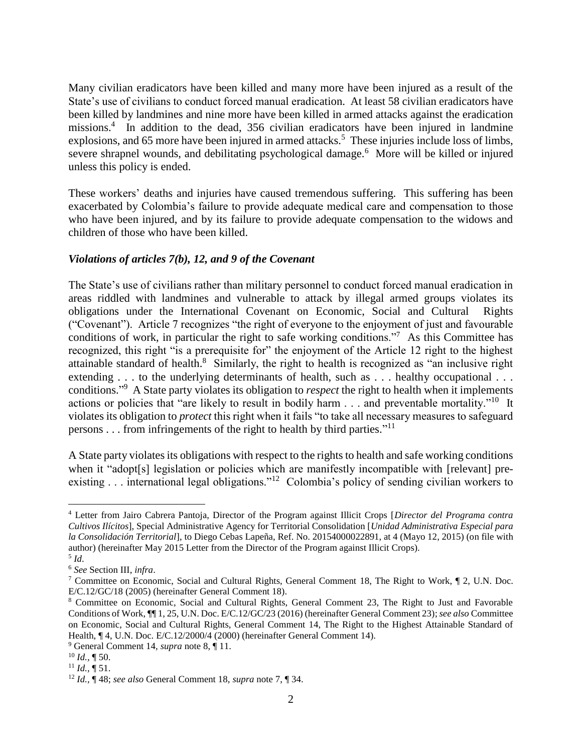Many civilian eradicators have been killed and many more have been injured as a result of the State's use of civilians to conduct forced manual eradication. At least 58 civilian eradicators have been killed by landmines and nine more have been killed in armed attacks against the eradication missions.[4] In addition to the dead, 356 civilian eradicators have been injured in landmine explosions, and 65 more have been injured in armed attacks.[5] These injuries include loss of limbs, severe shrapnel wounds, and debilitating psychological damage.[6] More will be killed or injured unless this policy is ended.

These workers' deaths and injuries have caused tremendous suffering. This suffering has been exacerbated by Colombia's failure to provide adequate medical care and compensation to those who have been injured, and by its failure to provide adequate compensation to the widows and children of those who have been killed.

### *Violations of articles 7(b), 12, and 9 of the Covenant*

The State's use of civilians rather than military personnel to conduct forced manual eradication in areas riddled with landmines and vulnerable to attack by illegal armed groups violates its obligations under the International Covenant on Economic, Social and Cultural Rights ("Covenant"). Article 7 recognizes "the right of everyone to the enjoyment of just and favourable conditions of work, in particular the right to safe working conditions."[7] As this Committee has recognized, this right "is a prerequisite for" the enjoyment of the Article 12 right to the highest attainable standard of health.[8] Similarly, the right to health is recognized as "an inclusive right extending . . . to the underlying determinants of health, such as . . . healthy occupational . . . conditions."[9] A State party violates its obligation to *respect* the right to health when it implements actions or policies that "are likely to result in bodily harm . . . and preventable mortality."[10] It violates its obligation to *protect* this right when it fails "to take all necessary measures to safeguard persons . . . from infringements of the right to health by third parties."[11]

A State party violates its obligations with respect to the rights to health and safe working conditions when it "adopt[s] legislation or policies which are manifestly incompatible with [relevant] pre-existing . . . international legal obligations."[12] Colombia's policy of sending civilian workers to

---

[4] Letter from Jairo Cabrera Pantoja, Director of the Program against Illicit Crops [*Director del Programa contra Cultivos Ilícitos*], Special Administrative Agency for Territorial Consolidation [*Unidad Administrativa Especial para la Consolidación Territorial*], to Diego Cebas Lapeña, Ref. No. 20154000022891, at 4 (Mayo 12, 2015) (on file with author) (hereinafter May 2015 Letter from the Director of the Program against Illicit Crops).

[5] *Id*.

[6] *See* Section III, *infra*.

[7] Committee on Economic, Social and Cultural Rights, General Comment 18, The Right to Work, ¶ 2, U.N. Doc. E/C.12/GC/18 (2005) (hereinafter General Comment 18).

[8] Committee on Economic, Social and Cultural Rights, General Comment 23, The Right to Just and Favorable Conditions of Work, ¶¶ 1, 25, U.N. Doc. E/C.12/GC/23 (2016) (hereinafter General Comment 23); *see also* Committee on Economic, Social and Cultural Rights, General Comment 14, The Right to the Highest Attainable Standard of Health, ¶ 4, U.N. Doc. E/C.12/2000/4 (2000) (hereinafter General Comment 14).

[9] General Comment 14, *supra* note 8, ¶ 11.

[10] *Id.*, ¶ 50.

[11] *Id.*, ¶ 51.

[12] *Id.*, ¶ 48; *see also* General Comment 18, *supra* note 7, ¶ 34.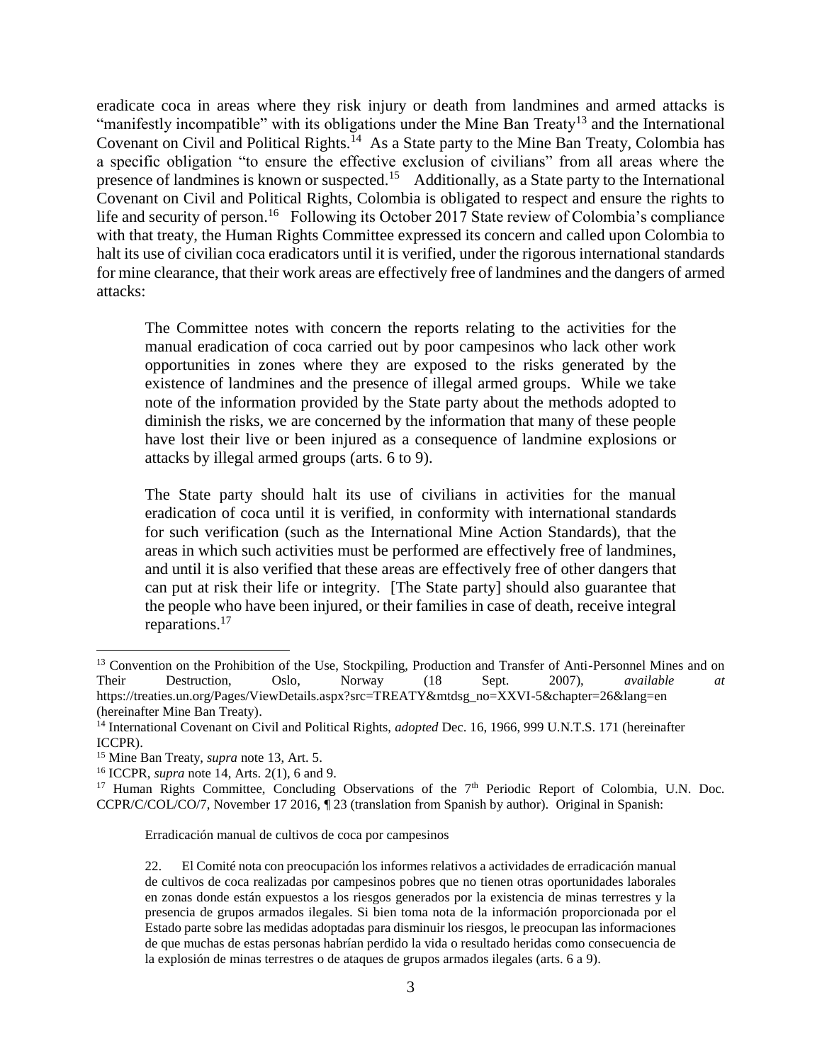eradicate coca in areas where they risk injury or death from landmines and armed attacks is "manifestly incompatible" with its obligations under the Mine Ban Treaty[13] and the International Covenant on Civil and Political Rights.[14] As a State party to the Mine Ban Treaty, Colombia has a specific obligation "to ensure the effective exclusion of civilians" from all areas where the presence of landmines is known or suspected.[15] Additionally, as a State party to the International Covenant on Civil and Political Rights, Colombia is obligated to respect and ensure the rights to life and security of person.[16] Following its October 2017 State review of Colombia's compliance with that treaty, the Human Rights Committee expressed its concern and called upon Colombia to halt its use of civilian coca eradicators until it is verified, under the rigorous international standards for mine clearance, that their work areas are effectively free of landmines and the dangers of armed attacks:

> The Committee notes with concern the reports relating to the activities for the manual eradication of coca carried out by poor campesinos who lack other work opportunities in zones where they are exposed to the risks generated by the existence of landmines and the presence of illegal armed groups. While we take note of the information provided by the State party about the methods adopted to diminish the risks, we are concerned by the information that many of these people have lost their live or been injured as a consequence of landmine explosions or attacks by illegal armed groups (arts. 6 to 9).
>
> The State party should halt its use of civilians in activities for the manual eradication of coca until it is verified, in conformity with international standards for such verification (such as the International Mine Action Standards), that the areas in which such activities must be performed are effectively free of landmines, and until it is also verified that these areas are effectively free of other dangers that can put at risk their life or integrity. [The State party] should also guarantee that the people who have been injured, or their families in case of death, receive integral reparations.[17]

---

[13] Convention on the Prohibition of the Use, Stockpiling, Production and Transfer of Anti-Personnel Mines and on Their Destruction, Oslo, Norway (18 Sept. 2007), *available at* https://treaties.un.org/Pages/ViewDetails.aspx?src=TREATY&mtdsg_no=XXVI-5&chapter=26&lang=en (hereinafter Mine Ban Treaty).

[14] International Covenant on Civil and Political Rights, *adopted* Dec. 16, 1966, 999 U.N.T.S. 171 (hereinafter ICCPR).

[15] Mine Ban Treaty, *supra* note 13, Art. 5.

[16] ICCPR, *supra* note 14, Arts. 2(1), 6 and 9.

[17] Human Rights Committee, Concluding Observations of the 7th Periodic Report of Colombia, U.N. Doc. CCPR/C/COL/CO/7, November 17 2016, ¶ 23 (translation from Spanish by author). Original in Spanish:

> Erradicación manual de cultivos de coca por campesinos
>
> 22. El Comité nota con preocupación los informes relativos a actividades de erradicación manual de cultivos de coca realizadas por campesinos pobres que no tienen otras oportunidades laborales en zonas donde están expuestos a los riesgos generados por la existencia de minas terrestres y la presencia de grupos armados ilegales. Si bien toma nota de la información proporcionada por el Estado parte sobre las medidas adoptadas para disminuir los riesgos, le preocupan las informaciones de que muchas de estas personas habrían perdido la vida o resultado heridas como consecuencia de la explosión de minas terrestres o de ataques de grupos armados ilegales (arts. 6 a 9).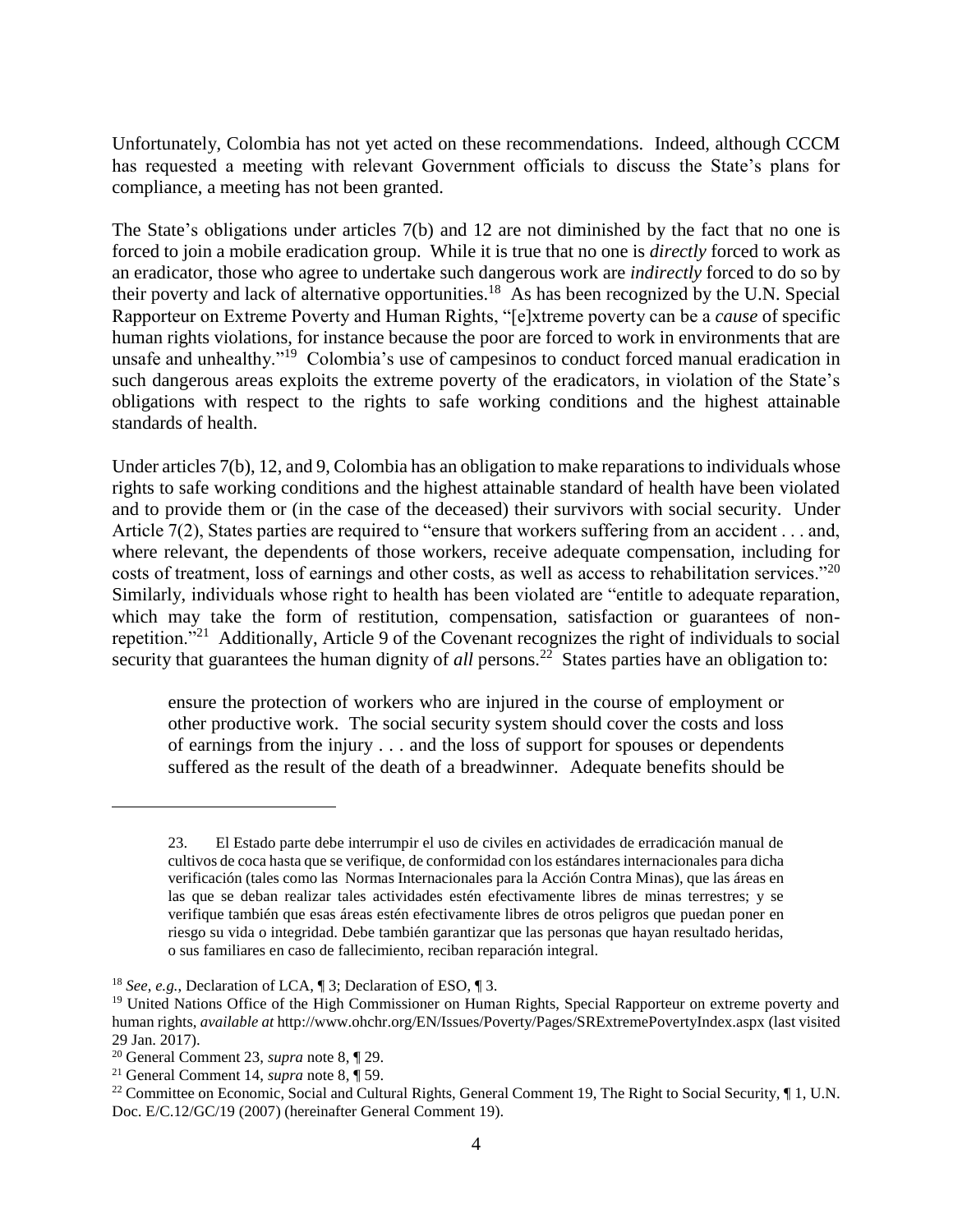Unfortunately, Colombia has not yet acted on these recommendations. Indeed, although CCCM has requested a meeting with relevant Government officials to discuss the State's plans for compliance, a meeting has not been granted.

The State's obligations under articles 7(b) and 12 are not diminished by the fact that no one is forced to join a mobile eradication group. While it is true that no one is *directly* forced to work as an eradicator, those who agree to undertake such dangerous work are *indirectly* forced to do so by their poverty and lack of alternative opportunities.[18] As has been recognized by the U.N. Special Rapporteur on Extreme Poverty and Human Rights, "[e]xtreme poverty can be a *cause* of specific human rights violations, for instance because the poor are forced to work in environments that are unsafe and unhealthy."[19] Colombia's use of campesinos to conduct forced manual eradication in such dangerous areas exploits the extreme poverty of the eradicators, in violation of the State's obligations with respect to the rights to safe working conditions and the highest attainable standards of health.

Under articles 7(b), 12, and 9, Colombia has an obligation to make reparations to individuals whose rights to safe working conditions and the highest attainable standard of health have been violated and to provide them or (in the case of the deceased) their survivors with social security. Under Article 7(2), States parties are required to "ensure that workers suffering from an accident . . . and, where relevant, the dependents of those workers, receive adequate compensation, including for costs of treatment, loss of earnings and other costs, as well as access to rehabilitation services."[20] Similarly, individuals whose right to health has been violated are "entitle to adequate reparation, which may take the form of restitution, compensation, satisfaction or guarantees of non-repetition."[21] Additionally, Article 9 of the Covenant recognizes the right of individuals to social security that guarantees the human dignity of *all* persons.[22] States parties have an obligation to:

> ensure the protection of workers who are injured in the course of employment or other productive work. The social security system should cover the costs and loss of earnings from the injury . . . and the loss of support for spouses or dependents suffered as the result of the death of a breadwinner. Adequate benefits should be

---

> 23. El Estado parte debe interrumpir el uso de civiles en actividades de erradicación manual de cultivos de coca hasta que se verifique, de conformidad con los estándares internacionales para dicha verificación (tales como las Normas Internacionales para la Acción Contra Minas), que las áreas en las que se deban realizar tales actividades estén efectivamente libres de minas terrestres; y se verifique también que esas áreas estén efectivamente libres de otros peligros que puedan poner en riesgo su vida o integridad. Debe también garantizar que las personas que hayan resultado heridas, o sus familiares en caso de fallecimiento, reciban reparación integral.

[18] *See, e.g.*, Declaration of LCA, ¶ 3; Declaration of ESO, ¶ 3.

[19] United Nations Office of the High Commissioner on Human Rights, Special Rapporteur on extreme poverty and human rights, *available at* http://www.ohchr.org/EN/Issues/Poverty/Pages/SRExtremePovertyIndex.aspx (last visited 29 Jan. 2017).

[20] General Comment 23, *supra* note 8, ¶ 29.

[21] General Comment 14, *supra* note 8, ¶ 59.

[22] Committee on Economic, Social and Cultural Rights, General Comment 19, The Right to Social Security, ¶ 1, U.N. Doc. E/C.12/GC/19 (2007) (hereinafter General Comment 19).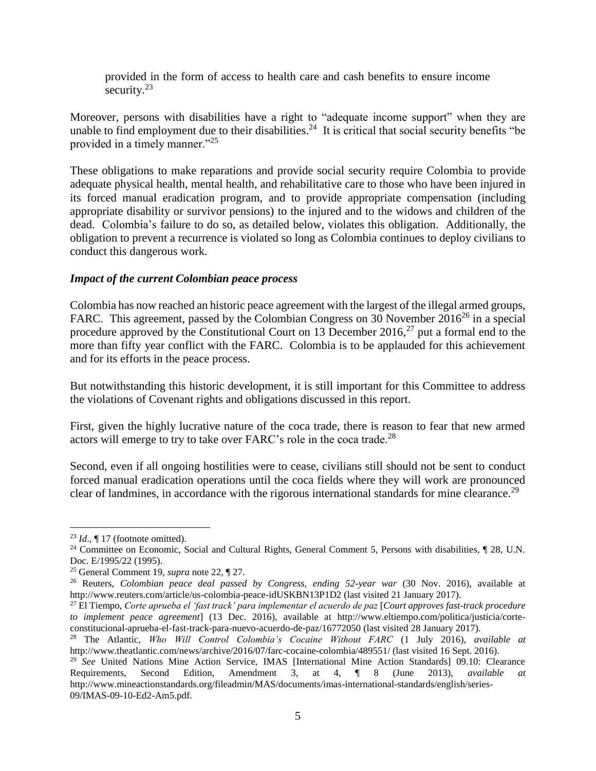provided in the form of access to health care and cash benefits to ensure income security.[23]

Moreover, persons with disabilities have a right to "adequate income support" when they are unable to find employment due to their disabilities.[24] It is critical that social security benefits "be provided in a timely manner."[25]

These obligations to make reparations and provide social security require Colombia to provide adequate physical health, mental health, and rehabilitative care to those who have been injured in its forced manual eradication program, and to provide appropriate compensation (including appropriate disability or survivor pensions) to the injured and to the widows and children of the dead. Colombia's failure to do so, as detailed below, violates this obligation. Additionally, the obligation to prevent a recurrence is violated so long as Colombia continues to deploy civilians to conduct this dangerous work.

***Impact of the current Colombian peace process***

Colombia has now reached an historic peace agreement with the largest of the illegal armed groups, FARC. This agreement, passed by the Colombian Congress on 30 November 2016[26] in a special procedure approved by the Constitutional Court on 13 December 2016,[27] put a formal end to the more than fifty year conflict with the FARC. Colombia is to be applauded for this achievement and for its efforts in the peace process.

But notwithstanding this historic development, it is still important for this Committee to address the violations of Covenant rights and obligations discussed in this report.

First, given the highly lucrative nature of the coca trade, there is reason to fear that new armed actors will emerge to try to take over FARC's role in the coca trade.[28]

Second, even if all ongoing hostilities were to cease, civilians still should not be sent to conduct forced manual eradication operations until the coca fields where they will work are pronounced clear of landmines, in accordance with the rigorous international standards for mine clearance.[29]

---

[23] *Id*., ¶ 17 (footnote omitted).

[24] Committee on Economic, Social and Cultural Rights, General Comment 5, Persons with disabilities, ¶ 28, U.N. Doc. E/1995/22 (1995).

[25] General Comment 19, *supra* note 22, ¶ 27.

[26] Reuters, *Colombian peace deal passed by Congress, ending 52-year war* (30 Nov. 2016), available at http://www.reuters.com/article/us-colombia-peace-idUSKBN13P1D2 (last visited 21 January 2017).

[27] El Tiempo, *Corte aprueba el 'fast track' para implementar el acuerdo de paz* [*Court approves fast-track procedure to implement peace agreement*] (13 Dec. 2016), available at http://www.eltiempo.com/politica/justicia/corte-constitucional-aprueba-el-fast-track-para-nuevo-acuerdo-de-paz/16772050 (last visited 28 January 2017).

[28] The Atlantic, *Who Will Control Colombia's Cocaine Without FARC* (1 July 2016), *available at* http://www.theatlantic.com/news/archive/2016/07/farc-cocaine-colombia/489551/ (last visited 16 Sept. 2016).

[29] *See* United Nations Mine Action Service, IMAS [International Mine Action Standards] 09.10: Clearance Requirements, Second Edition, Amendment 3, at 4, ¶ 8 (June 2013), *available at* http://www.mineactionstandards.org/fileadmin/MAS/documents/imas-international-standards/english/series-09/IMAS-09-10-Ed2-Am5.pdf.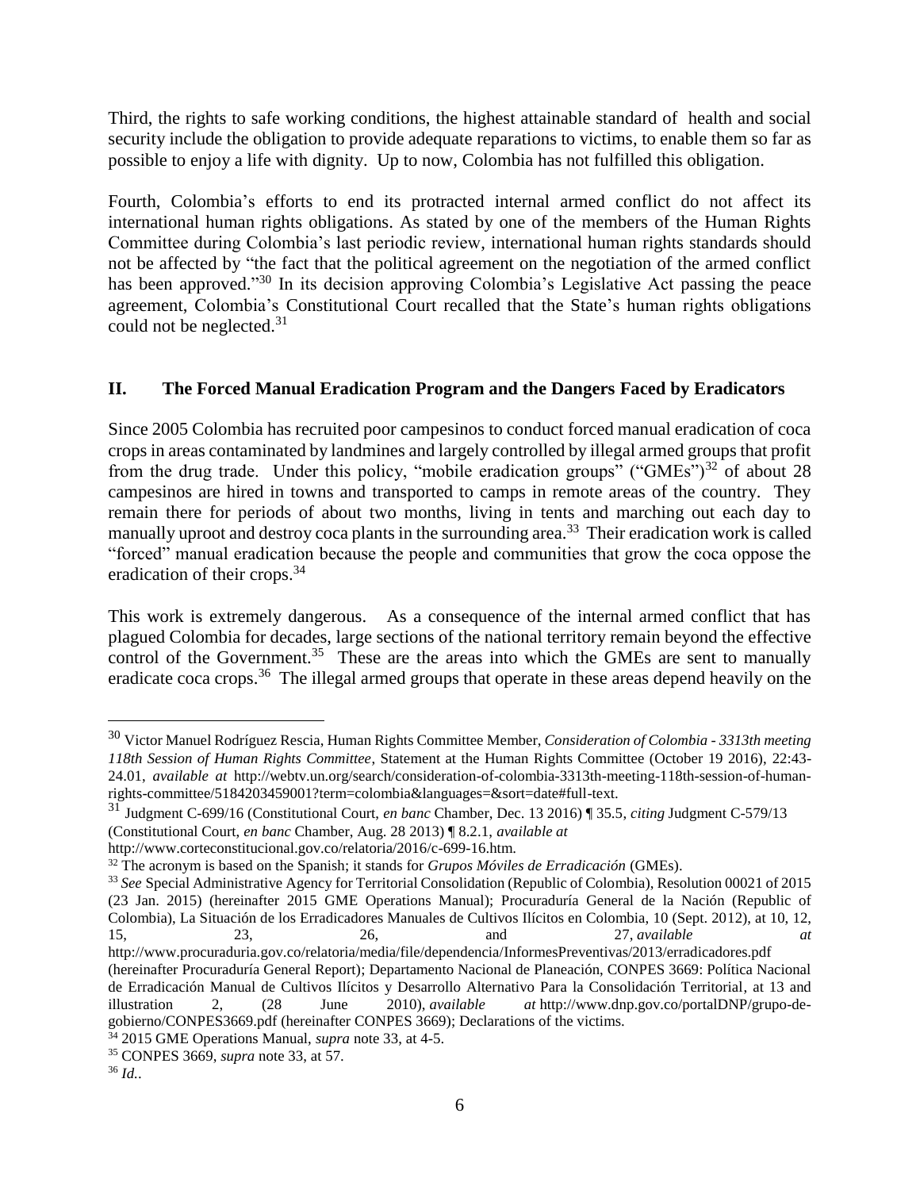Third, the rights to safe working conditions, the highest attainable standard of health and social security include the obligation to provide adequate reparations to victims, to enable them so far as possible to enjoy a life with dignity. Up to now, Colombia has not fulfilled this obligation.

Fourth, Colombia's efforts to end its protracted internal armed conflict do not affect its international human rights obligations. As stated by one of the members of the Human Rights Committee during Colombia's last periodic review, international human rights standards should not be affected by "the fact that the political agreement on the negotiation of the armed conflict has been approved."[30] In its decision approving Colombia's Legislative Act passing the peace agreement, Colombia's Constitutional Court recalled that the State's human rights obligations could not be neglected.[31]

## II. The Forced Manual Eradication Program and the Dangers Faced by Eradicators

Since 2005 Colombia has recruited poor campesinos to conduct forced manual eradication of coca crops in areas contaminated by landmines and largely controlled by illegal armed groups that profit from the drug trade. Under this policy, "mobile eradication groups" ("GMEs")[32] of about 28 campesinos are hired in towns and transported to camps in remote areas of the country. They remain there for periods of about two months, living in tents and marching out each day to manually uproot and destroy coca plants in the surrounding area.[33] Their eradication work is called "forced" manual eradication because the people and communities that grow the coca oppose the eradication of their crops.[34]

This work is extremely dangerous. As a consequence of the internal armed conflict that has plagued Colombia for decades, large sections of the national territory remain beyond the effective control of the Government.[35] These are the areas into which the GMEs are sent to manually eradicate coca crops.[36] The illegal armed groups that operate in these areas depend heavily on the

---

[30] Victor Manuel Rodríguez Rescia, Human Rights Committee Member, *Consideration of Colombia - 3313th meeting 118th Session of Human Rights Committee*, Statement at the Human Rights Committee (October 19 2016), 22:43-24.01, *available at* http://webtv.un.org/search/consideration-of-colombia-3313th-meeting-118th-session-of-human-rights-committee/5184203459001?term=colombia&languages=&sort=date#full-text.

[31] Judgment C-699/16 (Constitutional Court, *en banc* Chamber, Dec. 13 2016) ¶ 35.5, *citing* Judgment C-579/13 (Constitutional Court, *en banc* Chamber, Aug. 28 2013) ¶ 8.2.1, *available at* http://www.corteconstitucional.gov.co/relatoria/2016/c-699-16.htm.

[32] The acronym is based on the Spanish; it stands for *Grupos Móviles de Erradicación* (GMEs).

[33] *See* Special Administrative Agency for Territorial Consolidation (Republic of Colombia), Resolution 00021 of 2015 (23 Jan. 2015) (hereinafter 2015 GME Operations Manual); Procuraduría General de la Nación (Republic of Colombia), La Situación de los Erradicadores Manuales de Cultivos Ilícitos en Colombia, 10 (Sept. 2012), at 10, 12, 15, 23, 26, and 27, *available at* http://www.procuraduria.gov.co/relatoria/media/file/dependencia/InformesPreventivas/2013/erradicadores.pdf (hereinafter Procuraduría General Report); Departamento Nacional de Planeación, CONPES 3669: Política Nacional de Erradicación Manual de Cultivos Ilícitos y Desarrollo Alternativo Para la Consolidación Territorial, at 13 and illustration 2, (28 June 2010), *available at* http://www.dnp.gov.co/portalDNP/grupo-de-gobierno/CONPES3669.pdf (hereinafter CONPES 3669); Declarations of the victims.

[34] 2015 GME Operations Manual, *supra* note 33, at 4-5.

[35] CONPES 3669, *supra* note 33, at 57.

[36] *Id.*.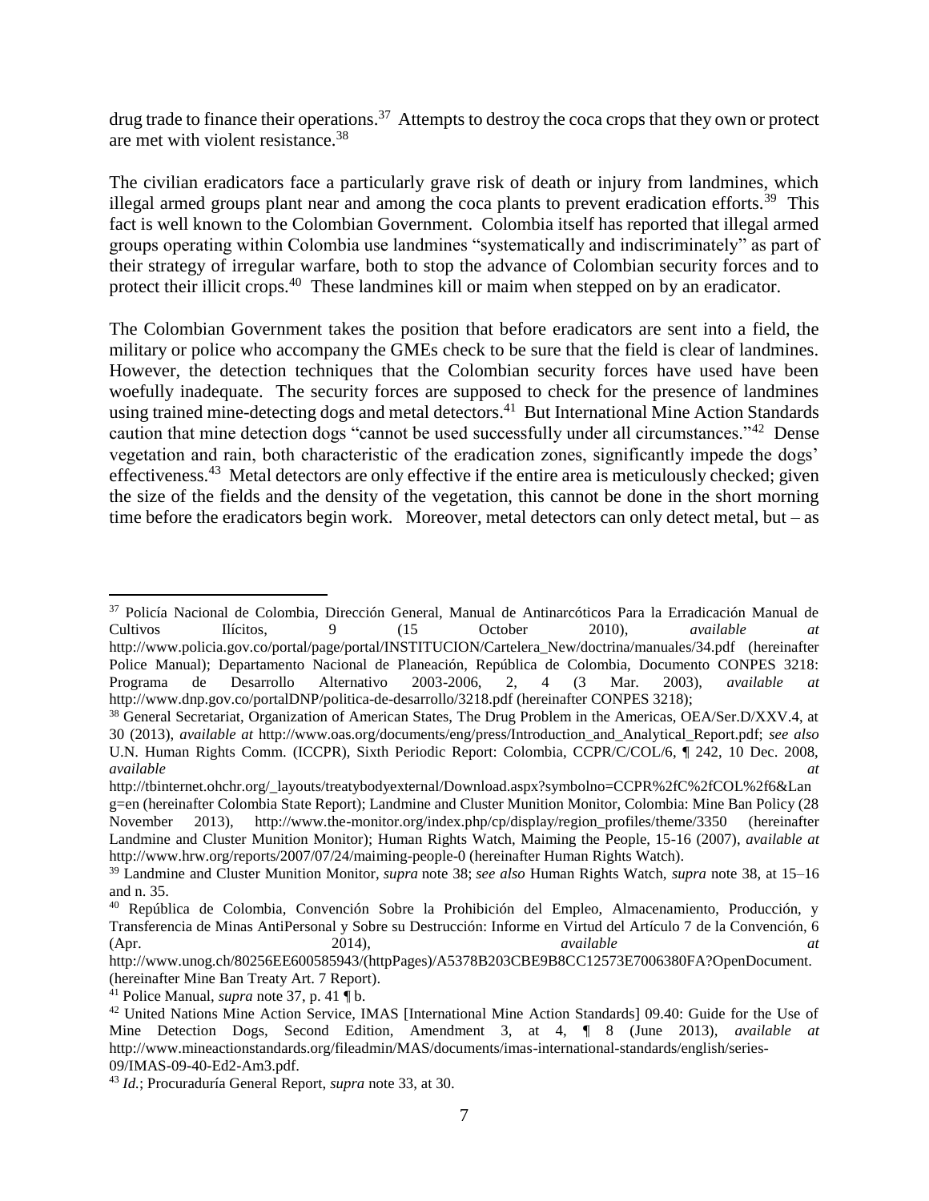drug trade to finance their operations.[37] Attempts to destroy the coca crops that they own or protect are met with violent resistance.[38]

The civilian eradicators face a particularly grave risk of death or injury from landmines, which illegal armed groups plant near and among the coca plants to prevent eradication efforts.[39] This fact is well known to the Colombian Government. Colombia itself has reported that illegal armed groups operating within Colombia use landmines "systematically and indiscriminately" as part of their strategy of irregular warfare, both to stop the advance of Colombian security forces and to protect their illicit crops.[40] These landmines kill or maim when stepped on by an eradicator.

The Colombian Government takes the position that before eradicators are sent into a field, the military or police who accompany the GMEs check to be sure that the field is clear of landmines. However, the detection techniques that the Colombian security forces have used have been woefully inadequate. The security forces are supposed to check for the presence of landmines using trained mine-detecting dogs and metal detectors.[41] But International Mine Action Standards caution that mine detection dogs "cannot be used successfully under all circumstances."[42] Dense vegetation and rain, both characteristic of the eradication zones, significantly impede the dogs' effectiveness.[43] Metal detectors are only effective if the entire area is meticulously checked; given the size of the fields and the density of the vegetation, this cannot be done in the short morning time before the eradicators begin work. Moreover, metal detectors can only detect metal, but – as

---

[37] Policía Nacional de Colombia, Dirección General, Manual de Antinarcóticos Para la Erradicación Manual de Cultivos Ilícitos, 9 (15 October 2010), *available at* http://www.policia.gov.co/portal/page/portal/INSTITUCION/Cartelera_New/doctrina/manuales/34.pdf (hereinafter Police Manual); Departamento Nacional de Planeación, República de Colombia, Documento CONPES 3218: Programa de Desarrollo Alternativo 2003-2006, 2, 4 (3 Mar. 2003), *available at* http://www.dnp.gov.co/portalDNP/politica-de-desarrollo/3218.pdf (hereinafter CONPES 3218);

[38] General Secretariat, Organization of American States, The Drug Problem in the Americas, OEA/Ser.D/XXV.4, at 30 (2013), *available at* http://www.oas.org/documents/eng/press/Introduction_and_Analytical_Report.pdf; *see also* U.N. Human Rights Comm. (ICCPR), Sixth Periodic Report: Colombia, CCPR/C/COL/6, ¶ 242, 10 Dec. 2008, *available at* http://tbinternet.ohchr.org/_layouts/treatybodyexternal/Download.aspx?symbolno=CCPR%2fC%2fCOL%2f6&Lang=en (hereinafter Colombia State Report); Landmine and Cluster Munition Monitor, Colombia: Mine Ban Policy (28 November 2013), http://www.the-monitor.org/index.php/cp/display/region_profiles/theme/3350 (hereinafter Landmine and Cluster Munition Monitor); Human Rights Watch, Maiming the People, 15-16 (2007), *available at* http://www.hrw.org/reports/2007/07/24/maiming-people-0 (hereinafter Human Rights Watch).

[39] Landmine and Cluster Munition Monitor, *supra* note 38; *see also* Human Rights Watch, *supra* note 38, at 15–16 and n. 35.

[40] República de Colombia, Convención Sobre la Prohibición del Empleo, Almacenamiento, Producción, y Transferencia de Minas AntiPersonal y Sobre su Destrucción: Informe en Virtud del Artículo 7 de la Convención, 6 (Apr. 2014), *available at* http://www.unog.ch/80256EE600585943/(httpPages)/A5378B203CBE9B8CC12573E7006380FA?OpenDocument. (hereinafter Mine Ban Treaty Art. 7 Report).

[41] Police Manual, *supra* note 37, p. 41 ¶ b.

[42] United Nations Mine Action Service, IMAS [International Mine Action Standards] 09.40: Guide for the Use of Mine Detection Dogs, Second Edition, Amendment 3, at 4, ¶ 8 (June 2013), *available at* http://www.mineactionstandards.org/fileadmin/MAS/documents/imas-international-standards/english/series-09/IMAS-09-40-Ed2-Am3.pdf.

[43] *Id.*; Procuraduría General Report, *supra* note 33, at 30.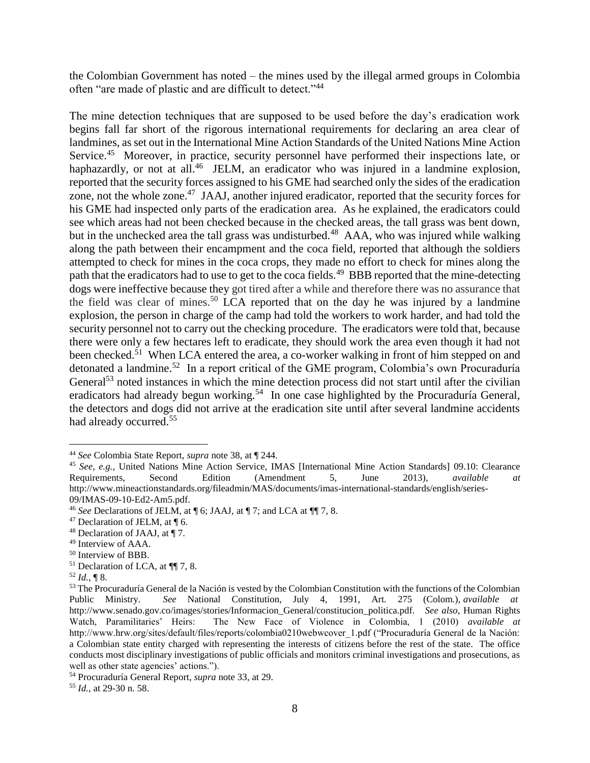the Colombian Government has noted – the mines used by the illegal armed groups in Colombia often "are made of plastic and are difficult to detect."[44]

The mine detection techniques that are supposed to be used before the day's eradication work begins fall far short of the rigorous international requirements for declaring an area clear of landmines, as set out in the International Mine Action Standards of the United Nations Mine Action Service.[45] Moreover, in practice, security personnel have performed their inspections late, or haphazardly, or not at all.[46] JELM, an eradicator who was injured in a landmine explosion, reported that the security forces assigned to his GME had searched only the sides of the eradication zone, not the whole zone.[47] JAAJ, another injured eradicator, reported that the security forces for his GME had inspected only parts of the eradication area. As he explained, the eradicators could see which areas had not been checked because in the checked areas, the tall grass was bent down, but in the unchecked area the tall grass was undisturbed.[48] AAA, who was injured while walking along the path between their encampment and the coca field, reported that although the soldiers attempted to check for mines in the coca crops, they made no effort to check for mines along the path that the eradicators had to use to get to the coca fields.[49] BBB reported that the mine-detecting dogs were ineffective because they got tired after a while and therefore there was no assurance that the field was clear of mines.[50] LCA reported that on the day he was injured by a landmine explosion, the person in charge of the camp had told the workers to work harder, and had told the security personnel not to carry out the checking procedure. The eradicators were told that, because there were only a few hectares left to eradicate, they should work the area even though it had not been checked.[51] When LCA entered the area, a co-worker walking in front of him stepped on and detonated a landmine.[52] In a report critical of the GME program, Colombia's own Procuraduría General[53] noted instances in which the mine detection process did not start until after the civilian eradicators had already begun working.[54] In one case highlighted by the Procuraduría General, the detectors and dogs did not arrive at the eradication site until after several landmine accidents had already occurred.[55]

---

[44] *See* Colombia State Report, *supra* note 38, at ¶ 244.

[45] *See, e.g.*, United Nations Mine Action Service, IMAS [International Mine Action Standards] 09.10: Clearance Requirements, Second Edition (Amendment 5, June 2013), *available at* http://www.mineactionstandards.org/fileadmin/MAS/documents/imas-international-standards/english/series-09/IMAS-09-10-Ed2-Am5.pdf.

[46] *See* Declarations of JELM, at ¶ 6; JAAJ, at ¶ 7; and LCA at ¶¶ 7, 8.

[47] Declaration of JELM, at ¶ 6.

[48] Declaration of JAAJ, at ¶ 7.

[49] Interview of AAA.

[50] Interview of BBB.

[51] Declaration of LCA, at ¶¶ 7, 8.

[52] *Id.*, ¶ 8.

[53] The Procuraduría General de la Nación is vested by the Colombian Constitution with the functions of the Colombian Public Ministry. *See* National Constitution, July 4, 1991, Art. 275 (Colom.), *available at* http://www.senado.gov.co/images/stories/Informacion_General/constitucion_politica.pdf. *See also*, Human Rights Watch, Paramilitaries' Heirs: The New Face of Violence in Colombia, 1 (2010) *available at* http://www.hrw.org/sites/default/files/reports/colombia0210webwcover_1.pdf ("Procuraduría General de la Nación: a Colombian state entity charged with representing the interests of citizens before the rest of the state. The office conducts most disciplinary investigations of public officials and monitors criminal investigations and prosecutions, as well as other state agencies' actions.").

[54] Procuraduría General Report, *supra* note 33, at 29.

[55] *Id.*, at 29-30 n. 58.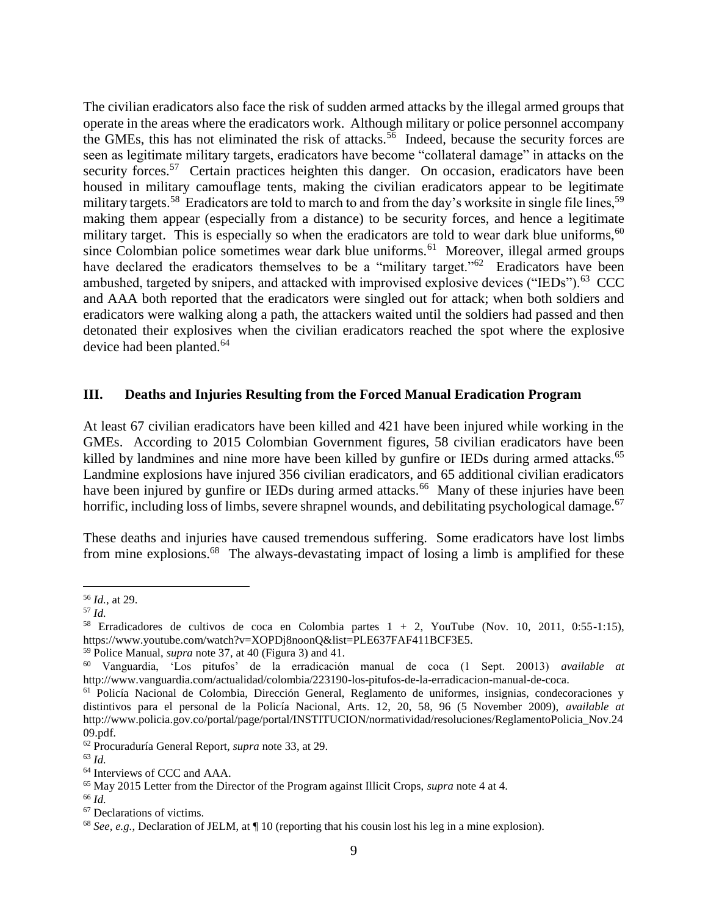The civilian eradicators also face the risk of sudden armed attacks by the illegal armed groups that operate in the areas where the eradicators work. Although military or police personnel accompany the GMEs, this has not eliminated the risk of attacks.[56] Indeed, because the security forces are seen as legitimate military targets, eradicators have become "collateral damage" in attacks on the security forces.[57] Certain practices heighten this danger. On occasion, eradicators have been housed in military camouflage tents, making the civilian eradicators appear to be legitimate military targets.[58] Eradicators are told to march to and from the day's worksite in single file lines,[59] making them appear (especially from a distance) to be security forces, and hence a legitimate military target. This is especially so when the eradicators are told to wear dark blue uniforms,[60] since Colombian police sometimes wear dark blue uniforms.[61] Moreover, illegal armed groups have declared the eradicators themselves to be a "military target."[62] Eradicators have been ambushed, targeted by snipers, and attacked with improvised explosive devices ("IEDs").[63] CCC and AAA both reported that the eradicators were singled out for attack; when both soldiers and eradicators were walking along a path, the attackers waited until the soldiers had passed and then detonated their explosives when the civilian eradicators reached the spot where the explosive device had been planted.[64]

## III. Deaths and Injuries Resulting from the Forced Manual Eradication Program

At least 67 civilian eradicators have been killed and 421 have been injured while working in the GMEs. According to 2015 Colombian Government figures, 58 civilian eradicators have been killed by landmines and nine more have been killed by gunfire or IEDs during armed attacks.[65] Landmine explosions have injured 356 civilian eradicators, and 65 additional civilian eradicators have been injured by gunfire or IEDs during armed attacks.[66] Many of these injuries have been horrific, including loss of limbs, severe shrapnel wounds, and debilitating psychological damage.[67]

These deaths and injuries have caused tremendous suffering. Some eradicators have lost limbs from mine explosions.[68] The always-devastating impact of losing a limb is amplified for these

---

[56] *Id.*, at 29.

[57] *Id.*

[58] Erradicadores de cultivos de coca en Colombia partes 1 + 2, YouTube (Nov. 10, 2011, 0:55-1:15), https://www.youtube.com/watch?v=XOPDj8noonQ&list=PLE637FAF411BCF3E5.

[59] Police Manual, *supra* note 37, at 40 (Figura 3) and 41.

[60] Vanguardia, 'Los pitufos' de la erradicación manual de coca (1 Sept. 20013) *available at* http://www.vanguardia.com/actualidad/colombia/223190-los-pitufos-de-la-erradicacion-manual-de-coca.

[61] Policía Nacional de Colombia, Dirección General, Reglamento de uniformes, insignias, condecoraciones y distintivos para el personal de la Policía Nacional, Arts. 12, 20, 58, 96 (5 November 2009), *available at* http://www.policia.gov.co/portal/page/portal/INSTITUCION/normatividad/resoluciones/ReglamentoPolicia_Nov.2409.pdf.

[62] Procuraduría General Report, *supra* note 33, at 29.

[63] *Id.*

[64] Interviews of CCC and AAA.

[65] May 2015 Letter from the Director of the Program against Illicit Crops, *supra* note 4 at 4.

[66] *Id.*

[67] Declarations of victims.

[68] *See, e.g.*, Declaration of JELM, at ¶ 10 (reporting that his cousin lost his leg in a mine explosion).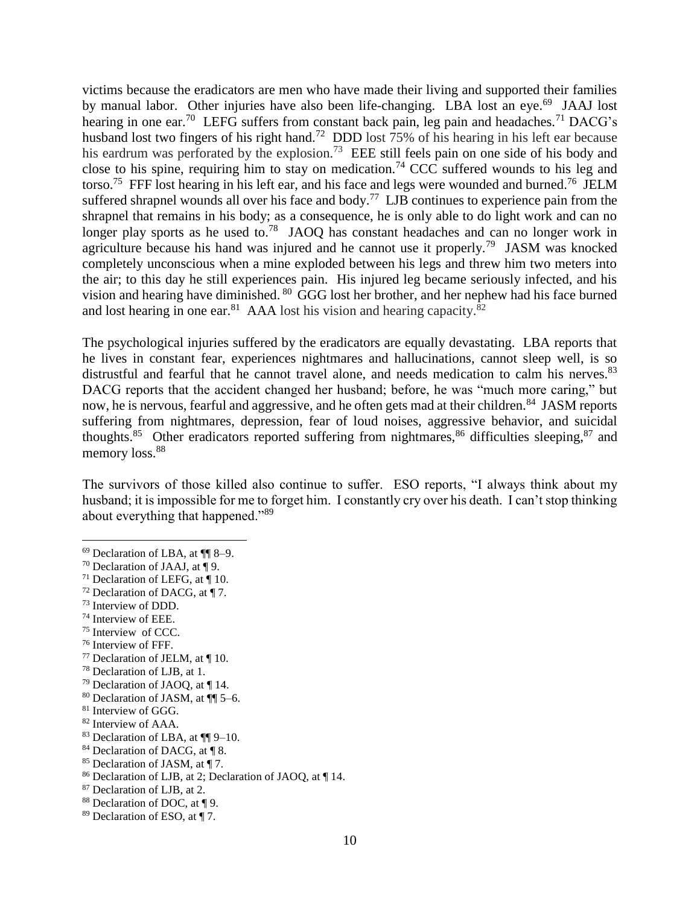victims because the eradicators are men who have made their living and supported their families by manual labor. Other injuries have also been life-changing. LBA lost an eye.[69] JAAJ lost hearing in one ear.[70] LEFG suffers from constant back pain, leg pain and headaches.[71] DACG's husband lost two fingers of his right hand.[72] DDD lost 75% of his hearing in his left ear because his eardrum was perforated by the explosion.[73] EEE still feels pain on one side of his body and close to his spine, requiring him to stay on medication.[74] CCC suffered wounds to his leg and torso.[75] FFF lost hearing in his left ear, and his face and legs were wounded and burned.[76] JELM suffered shrapnel wounds all over his face and body.[77] LJB continues to experience pain from the shrapnel that remains in his body; as a consequence, he is only able to do light work and can no longer play sports as he used to.[78] JAOQ has constant headaches and can no longer work in agriculture because his hand was injured and he cannot use it properly.[79] JASM was knocked completely unconscious when a mine exploded between his legs and threw him two meters into the air; to this day he still experiences pain. His injured leg became seriously infected, and his vision and hearing have diminished.[80] GGG lost her brother, and her nephew had his face burned and lost hearing in one ear.[81] AAA lost his vision and hearing capacity.[82]

The psychological injuries suffered by the eradicators are equally devastating. LBA reports that he lives in constant fear, experiences nightmares and hallucinations, cannot sleep well, is so distrustful and fearful that he cannot travel alone, and needs medication to calm his nerves.[83] DACG reports that the accident changed her husband; before, he was "much more caring," but now, he is nervous, fearful and aggressive, and he often gets mad at their children.[84] JASM reports suffering from nightmares, depression, fear of loud noises, aggressive behavior, and suicidal thoughts.[85] Other eradicators reported suffering from nightmares,[86] difficulties sleeping,[87] and memory loss.[88]

The survivors of those killed also continue to suffer. ESO reports, "I always think about my husband; it is impossible for me to forget him. I constantly cry over his death. I can't stop thinking about everything that happened."[89]

---

[69] Declaration of LBA, at ¶¶ 8–9.
[70] Declaration of JAAJ, at ¶ 9.
[71] Declaration of LEFG, at ¶ 10.
[72] Declaration of DACG, at ¶ 7.
[73] Interview of DDD.
[74] Interview of EEE.
[75] Interview of CCC.
[76] Interview of FFF.
[77] Declaration of JELM, at ¶ 10.
[78] Declaration of LJB, at 1.
[79] Declaration of JAOQ, at ¶ 14.
[80] Declaration of JASM, at ¶¶ 5–6.
[81] Interview of GGG.
[82] Interview of AAA.
[83] Declaration of LBA, at ¶¶ 9–10.
[84] Declaration of DACG, at ¶ 8.
[85] Declaration of JASM, at ¶ 7.
[86] Declaration of LJB, at 2; Declaration of JAOQ, at ¶ 14.
[87] Declaration of LJB, at 2.
[88] Declaration of DOC, at ¶ 9.
[89] Declaration of ESO, at ¶ 7.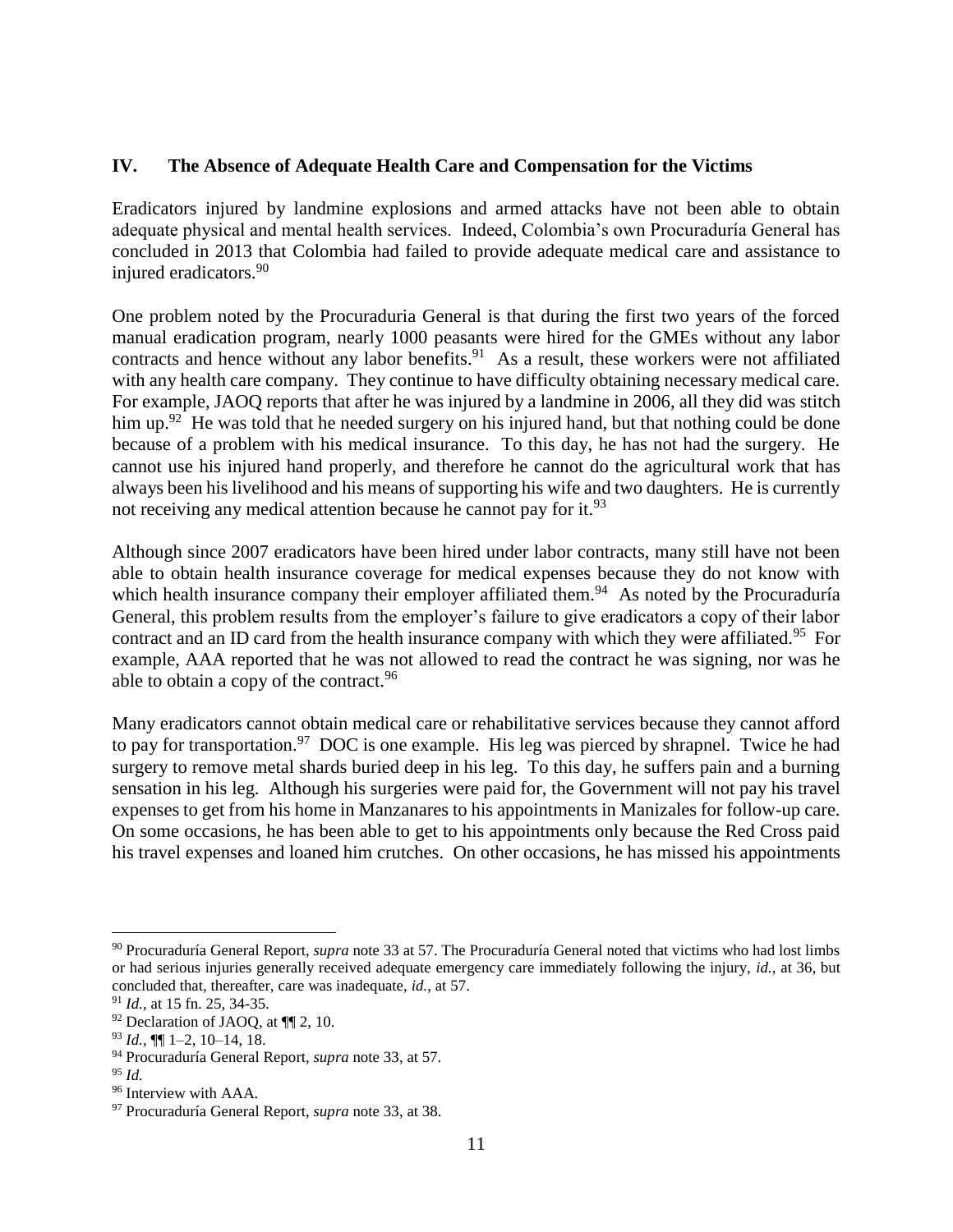## IV. The Absence of Adequate Health Care and Compensation for the Victims

Eradicators injured by landmine explosions and armed attacks have not been able to obtain adequate physical and mental health services. Indeed, Colombia's own Procuraduría General has concluded in 2013 that Colombia had failed to provide adequate medical care and assistance to injured eradicators.[90]

One problem noted by the Procuraduria General is that during the first two years of the forced manual eradication program, nearly 1000 peasants were hired for the GMEs without any labor contracts and hence without any labor benefits.[91] As a result, these workers were not affiliated with any health care company. They continue to have difficulty obtaining necessary medical care. For example, JAOQ reports that after he was injured by a landmine in 2006, all they did was stitch him up.[92] He was told that he needed surgery on his injured hand, but that nothing could be done because of a problem with his medical insurance. To this day, he has not had the surgery. He cannot use his injured hand properly, and therefore he cannot do the agricultural work that has always been his livelihood and his means of supporting his wife and two daughters. He is currently not receiving any medical attention because he cannot pay for it.[93]

Although since 2007 eradicators have been hired under labor contracts, many still have not been able to obtain health insurance coverage for medical expenses because they do not know with which health insurance company their employer affiliated them.[94] As noted by the Procuraduría General, this problem results from the employer's failure to give eradicators a copy of their labor contract and an ID card from the health insurance company with which they were affiliated.[95] For example, AAA reported that he was not allowed to read the contract he was signing, nor was he able to obtain a copy of the contract.[96]

Many eradicators cannot obtain medical care or rehabilitative services because they cannot afford to pay for transportation.[97] DOC is one example. His leg was pierced by shrapnel. Twice he had surgery to remove metal shards buried deep in his leg. To this day, he suffers pain and a burning sensation in his leg. Although his surgeries were paid for, the Government will not pay his travel expenses to get from his home in Manzanares to his appointments in Manizales for follow-up care. On some occasions, he has been able to get to his appointments only because the Red Cross paid his travel expenses and loaned him crutches. On other occasions, he has missed his appointments

---

[90] Procuraduría General Report, *supra* note 33 at 57. The Procuraduría General noted that victims who had lost limbs or had serious injuries generally received adequate emergency care immediately following the injury, *id.*, at 36, but concluded that, thereafter, care was inadequate, *id.*, at 57.

[91] *Id.*, at 15 fn. 25, 34-35.

[92] Declaration of JAOQ, at ¶¶ 2, 10.

[93] *Id.*, ¶¶ 1–2, 10–14, 18.

[94] Procuraduría General Report, *supra* note 33, at 57.

[95] *Id.*

[96] Interview with AAA.

[97] Procuraduría General Report, *supra* note 33, at 38.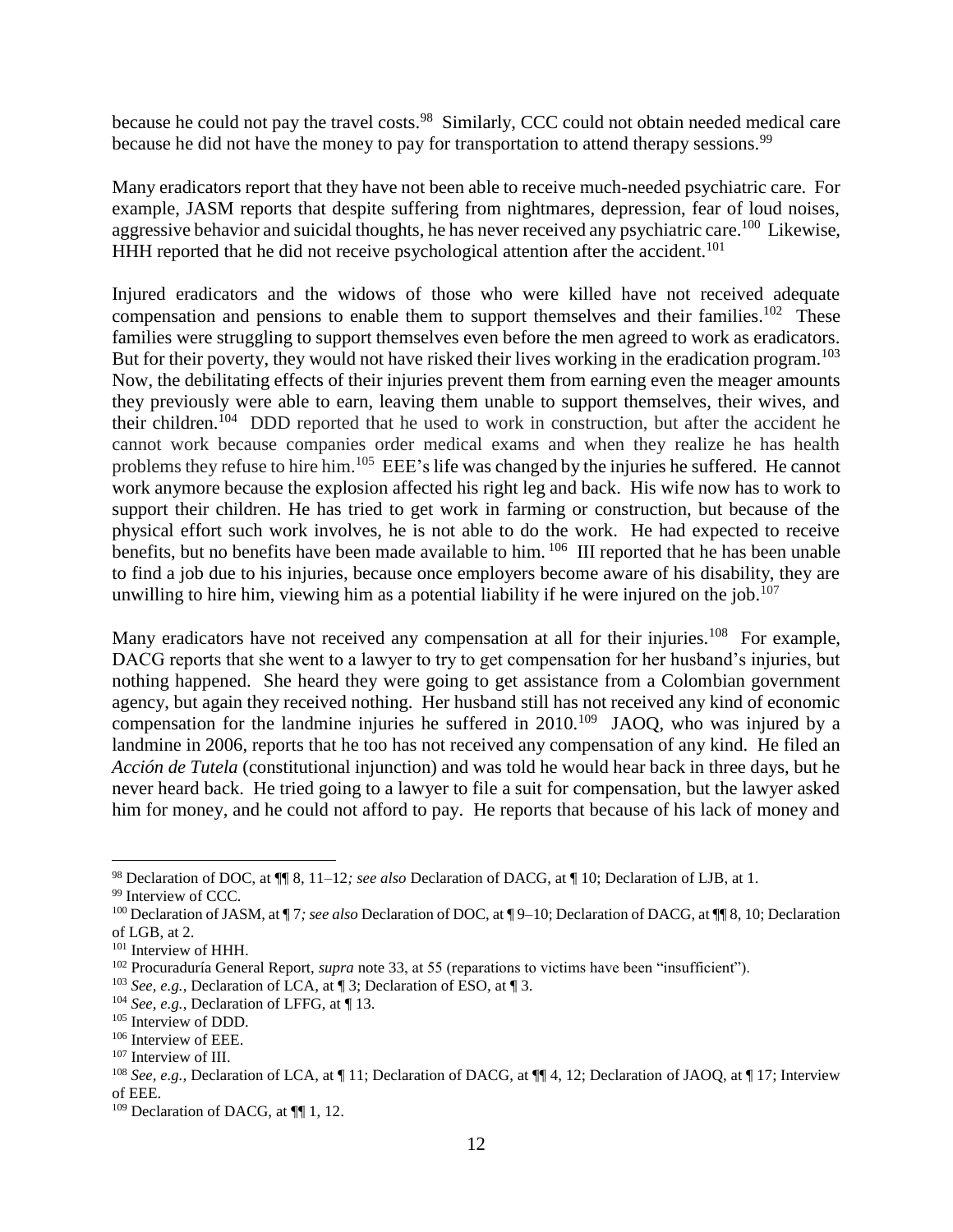because he could not pay the travel costs.[98] Similarly, CCC could not obtain needed medical care because he did not have the money to pay for transportation to attend therapy sessions.[99]

Many eradicators report that they have not been able to receive much-needed psychiatric care. For example, JASM reports that despite suffering from nightmares, depression, fear of loud noises, aggressive behavior and suicidal thoughts, he has never received any psychiatric care.[100] Likewise, HHH reported that he did not receive psychological attention after the accident.[101]

Injured eradicators and the widows of those who were killed have not received adequate compensation and pensions to enable them to support themselves and their families.[102] These families were struggling to support themselves even before the men agreed to work as eradicators. But for their poverty, they would not have risked their lives working in the eradication program.[103] Now, the debilitating effects of their injuries prevent them from earning even the meager amounts they previously were able to earn, leaving them unable to support themselves, their wives, and their children.[104] DDD reported that he used to work in construction, but after the accident he cannot work because companies order medical exams and when they realize he has health problems they refuse to hire him.[105] EEE's life was changed by the injuries he suffered. He cannot work anymore because the explosion affected his right leg and back. His wife now has to work to support their children. He has tried to get work in farming or construction, but because of the physical effort such work involves, he is not able to do the work. He had expected to receive benefits, but no benefits have been made available to him.[106] III reported that he has been unable to find a job due to his injuries, because once employers become aware of his disability, they are unwilling to hire him, viewing him as a potential liability if he were injured on the job.[107]

Many eradicators have not received any compensation at all for their injuries.[108] For example, DACG reports that she went to a lawyer to try to get compensation for her husband's injuries, but nothing happened. She heard they were going to get assistance from a Colombian government agency, but again they received nothing. Her husband still has not received any kind of economic compensation for the landmine injuries he suffered in 2010.[109] JAOQ, who was injured by a landmine in 2006, reports that he too has not received any compensation of any kind. He filed an *Acción de Tutela* (constitutional injunction) and was told he would hear back in three days, but he never heard back. He tried going to a lawyer to file a suit for compensation, but the lawyer asked him for money, and he could not afford to pay. He reports that because of his lack of money and

---

[98] Declaration of DOC, at ¶¶ 8, 11–12*; see also* Declaration of DACG, at ¶ 10; Declaration of LJB, at 1.

[99] Interview of CCC.

[100] Declaration of JASM, at ¶ 7*; see also* Declaration of DOC, at ¶ 9–10; Declaration of DACG, at ¶¶ 8, 10; Declaration of LGB, at 2.

[101] Interview of HHH.

[102] Procuraduría General Report, *supra* note 33, at 55 (reparations to victims have been "insufficient").

[103] *See, e.g.*, Declaration of LCA, at ¶ 3; Declaration of ESO, at ¶ 3.

[104] *See, e.g.*, Declaration of LFFG, at ¶ 13.

[105] Interview of DDD.

[106] Interview of EEE.

[107] Interview of III.

[108] *See, e.g.,* Declaration of LCA, at ¶ 11; Declaration of DACG, at ¶¶ 4, 12; Declaration of JAOQ, at ¶ 17; Interview of EEE.

[109] Declaration of DACG, at ¶¶ 1, 12.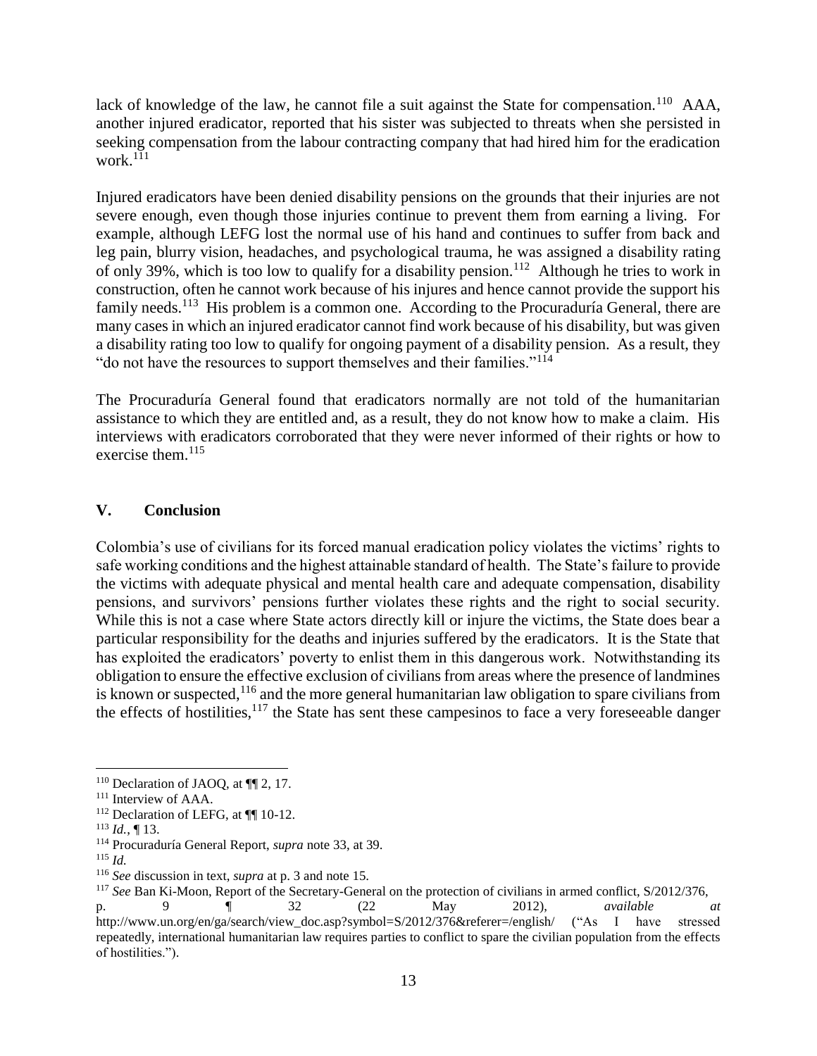lack of knowledge of the law, he cannot file a suit against the State for compensation.[110] AAA, another injured eradicator, reported that his sister was subjected to threats when she persisted in seeking compensation from the labour contracting company that had hired him for the eradication work.[111]

Injured eradicators have been denied disability pensions on the grounds that their injuries are not severe enough, even though those injuries continue to prevent them from earning a living. For example, although LEFG lost the normal use of his hand and continues to suffer from back and leg pain, blurry vision, headaches, and psychological trauma, he was assigned a disability rating of only 39%, which is too low to qualify for a disability pension.[112] Although he tries to work in construction, often he cannot work because of his injures and hence cannot provide the support his family needs.[113] His problem is a common one. According to the Procuraduría General, there are many cases in which an injured eradicator cannot find work because of his disability, but was given a disability rating too low to qualify for ongoing payment of a disability pension. As a result, they "do not have the resources to support themselves and their families."[114]

The Procuraduría General found that eradicators normally are not told of the humanitarian assistance to which they are entitled and, as a result, they do not know how to make a claim. His interviews with eradicators corroborated that they were never informed of their rights or how to exercise them.[115]

## V. Conclusion

Colombia's use of civilians for its forced manual eradication policy violates the victims' rights to safe working conditions and the highest attainable standard of health. The State's failure to provide the victims with adequate physical and mental health care and adequate compensation, disability pensions, and survivors' pensions further violates these rights and the right to social security. While this is not a case where State actors directly kill or injure the victims, the State does bear a particular responsibility for the deaths and injuries suffered by the eradicators. It is the State that has exploited the eradicators' poverty to enlist them in this dangerous work. Notwithstanding its obligation to ensure the effective exclusion of civilians from areas where the presence of landmines is known or suspected,[116] and the more general humanitarian law obligation to spare civilians from the effects of hostilities,[117] the State has sent these campesinos to face a very foreseeable danger

---

[110] Declaration of JAOQ, at ¶¶ 2, 17.

[111] Interview of AAA.

[112] Declaration of LEFG, at ¶¶ 10-12.

[113] *Id.*, ¶ 13.

[114] Procuraduría General Report, *supra* note 33, at 39.

[115] *Id.*

[116] *See* discussion in text, *supra* at p. 3 and note 15.

[117] *See* Ban Ki-Moon, Report of the Secretary-General on the protection of civilians in armed conflict, S/2012/376, p. 9 ¶ 32 (22 May 2012), *available at* http://www.un.org/en/ga/search/view_doc.asp?symbol=S/2012/376&referer=/english/ ("As I have stressed repeatedly, international humanitarian law requires parties to conflict to spare the civilian population from the effects of hostilities.").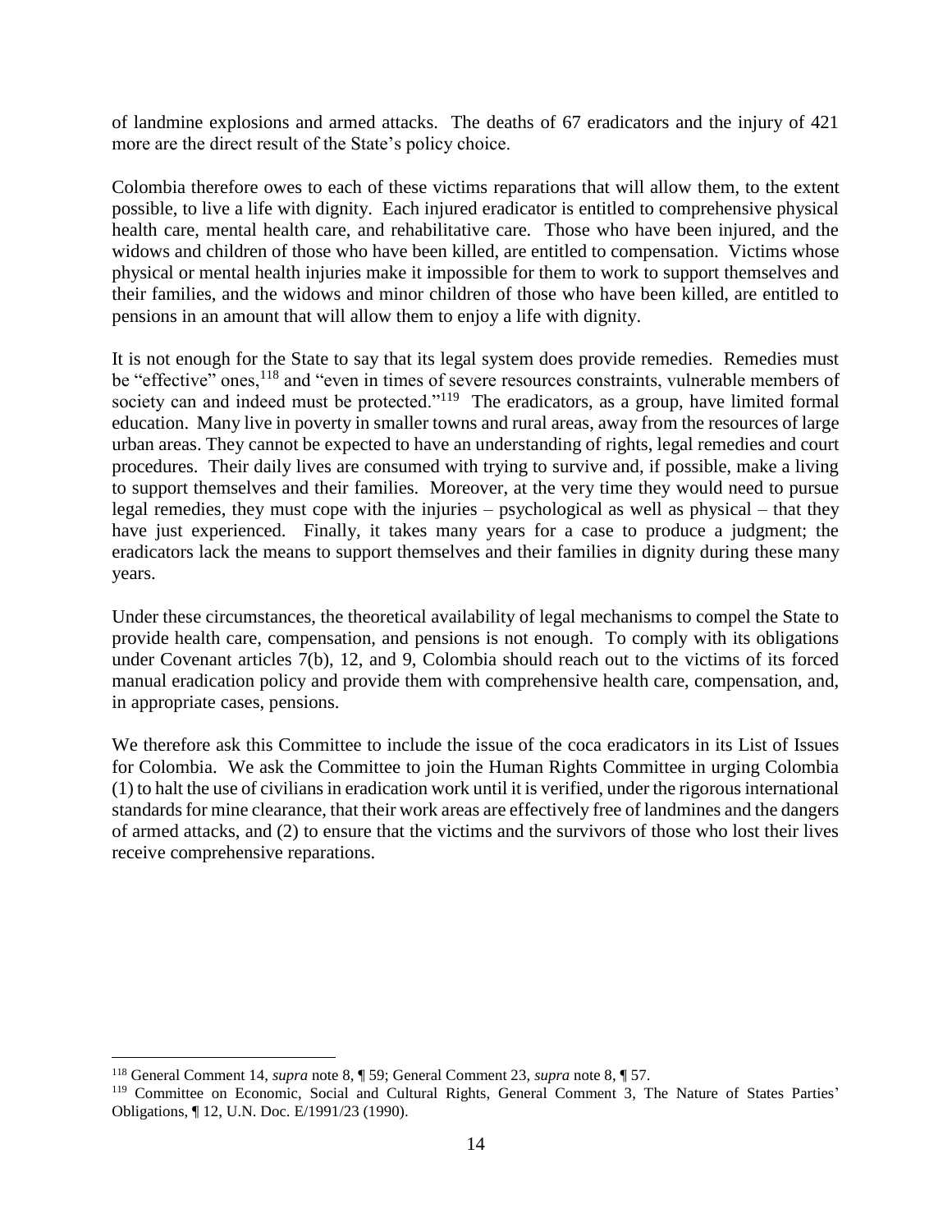of landmine explosions and armed attacks. The deaths of 67 eradicators and the injury of 421 more are the direct result of the State's policy choice.

Colombia therefore owes to each of these victims reparations that will allow them, to the extent possible, to live a life with dignity. Each injured eradicator is entitled to comprehensive physical health care, mental health care, and rehabilitative care. Those who have been injured, and the widows and children of those who have been killed, are entitled to compensation. Victims whose physical or mental health injuries make it impossible for them to work to support themselves and their families, and the widows and minor children of those who have been killed, are entitled to pensions in an amount that will allow them to enjoy a life with dignity.

It is not enough for the State to say that its legal system does provide remedies. Remedies must be "effective" ones,[118] and "even in times of severe resources constraints, vulnerable members of society can and indeed must be protected."[119] The eradicators, as a group, have limited formal education. Many live in poverty in smaller towns and rural areas, away from the resources of large urban areas. They cannot be expected to have an understanding of rights, legal remedies and court procedures. Their daily lives are consumed with trying to survive and, if possible, make a living to support themselves and their families. Moreover, at the very time they would need to pursue legal remedies, they must cope with the injuries – psychological as well as physical – that they have just experienced. Finally, it takes many years for a case to produce a judgment; the eradicators lack the means to support themselves and their families in dignity during these many years.

Under these circumstances, the theoretical availability of legal mechanisms to compel the State to provide health care, compensation, and pensions is not enough. To comply with its obligations under Covenant articles 7(b), 12, and 9, Colombia should reach out to the victims of its forced manual eradication policy and provide them with comprehensive health care, compensation, and, in appropriate cases, pensions.

We therefore ask this Committee to include the issue of the coca eradicators in its List of Issues for Colombia. We ask the Committee to join the Human Rights Committee in urging Colombia (1) to halt the use of civilians in eradication work until it is verified, under the rigorous international standards for mine clearance, that their work areas are effectively free of landmines and the dangers of armed attacks, and (2) to ensure that the victims and the survivors of those who lost their lives receive comprehensive reparations.

---

[118] General Comment 14, *supra* note 8, ¶ 59; General Comment 23, *supra* note 8, ¶ 57.

[119] Committee on Economic, Social and Cultural Rights, General Comment 3, The Nature of States Parties' Obligations, ¶ 12, U.N. Doc. E/1991/23 (1990).